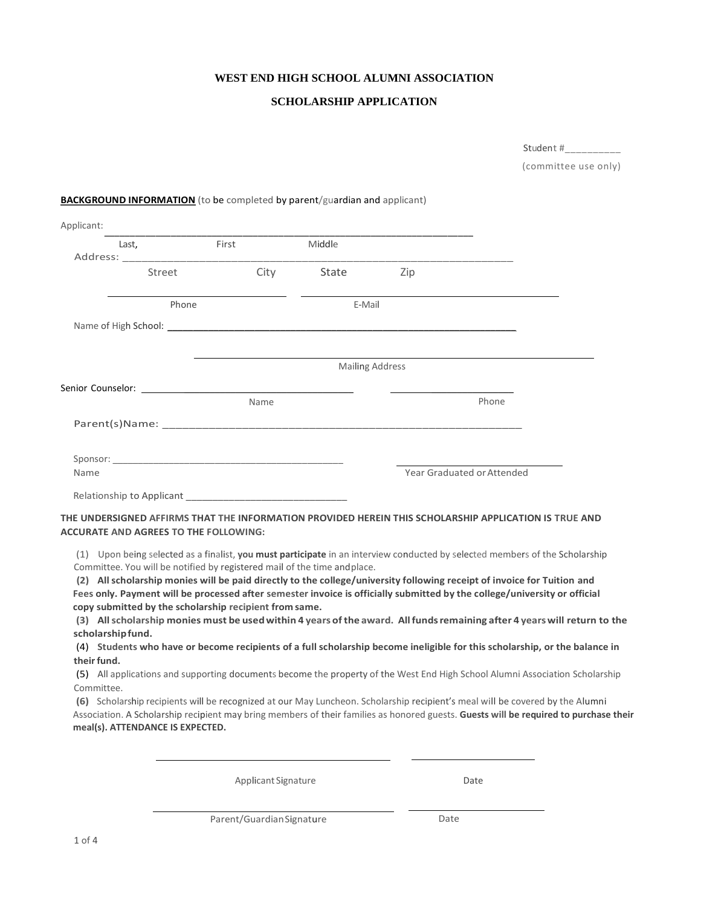# WEST END HIGH SCHOOL ALUMNI ASSOCIATION

## SCHOLARSHIP APPLICATION

Student #__________
(committee use only)

**BACKGROUND INFORMATION** (to be completed by parent/guardian and applicant)

Applicant: ____________________________________________________________
Last, First Middle

Address: ____________________________________________________________
Street City State Zip

______________________________ ______________________________
Phone E-Mail

Name of High School: ____________________________________________________________

____________________________________________________________
Mailing Address

Senior Counselor: ______________________________ ____________________
Name Phone

Parent(s)Name: ____________________________________________________________

Sponsor: ______________________________ ______________________________
Name Year Graduated or Attended

Relationship to Applicant ______________________________

**THE UNDERSIGNED AFFIRMS THAT THE INFORMATION PROVIDED HEREIN THIS SCHOLARSHIP APPLICATION IS TRUE AND ACCURATE AND AGREES TO THE FOLLOWING:**

(1) Upon being selected as a finalist, **you must participate** in an interview conducted by selected members of the Scholarship Committee. You will be notified by registered mail of the time and place.

**(2) All scholarship monies will be paid directly to the college/university following receipt of invoice for Tuition and Fees only. Payment will be processed after semester invoice is officially submitted by the college/university or official copy submitted by the scholarship recipient from same.**

**(3) All scholarship monies must be used within 4 years of the award. All funds remaining after 4 years will return to the scholarship fund.**

**(4) Students who have or become recipients of a full scholarship become ineligible for this scholarship, or the balance in their fund.**

**(5)** All applications and supporting documents become the property of the West End High School Alumni Association Scholarship Committee.

**(6)** Scholarship recipients will be recognized at our May Luncheon. Scholarship recipient's meal will be covered by the Alumni Association. A Scholarship recipient may bring members of their families as honored guests. **Guests will be required to purchase their meal(s). ATTENDANCE IS EXPECTED.**

______________________________ ____________________
Applicant Signature Date

______________________________ ____________________
Parent/Guardian Signature Date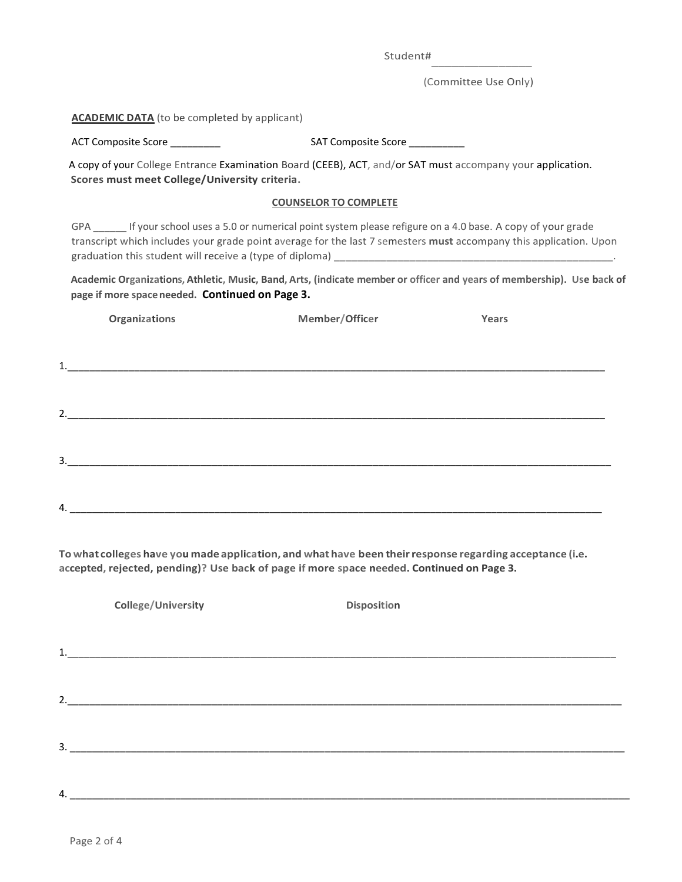Student# _______________

(Committee Use Only)

**ACADEMIC DATA** (to be completed by applicant)

ACT Composite Score _________ SAT Composite Score __________

A copy of your College Entrance Examination Board (CEEB), ACT, and/or SAT must accompany your application. **Scores must meet College/University criteria.**

**COUNSELOR TO COMPLETE**

GPA ______ If your school uses a 5.0 or numerical point system please refigure on a 4.0 base. A copy of your grade transcript which includes your grade point average for the last 7 semesters **must** accompany this application. Upon graduation this student will receive a (type of diploma) _______________________________________________.

**Academic Organizations, Athletic, Music, Band, Arts, (indicate member or officer and years of membership). Use back of page if more space needed. Continued on Page 3.**

| Organizations | Member/Officer | Years |
|---|---|---|
| 1. | | |
| 2. | | |
| 3. | | |
| 4. | | |

**To what colleges have you made application, and what have been their response regarding acceptance (i.e. accepted, rejected, pending)? Use back of page if more space needed. Continued on Page 3.**

| College/University | Disposition |
|---|---|
| 1. | |
| 2. | |
| 3. | |
| 4. | |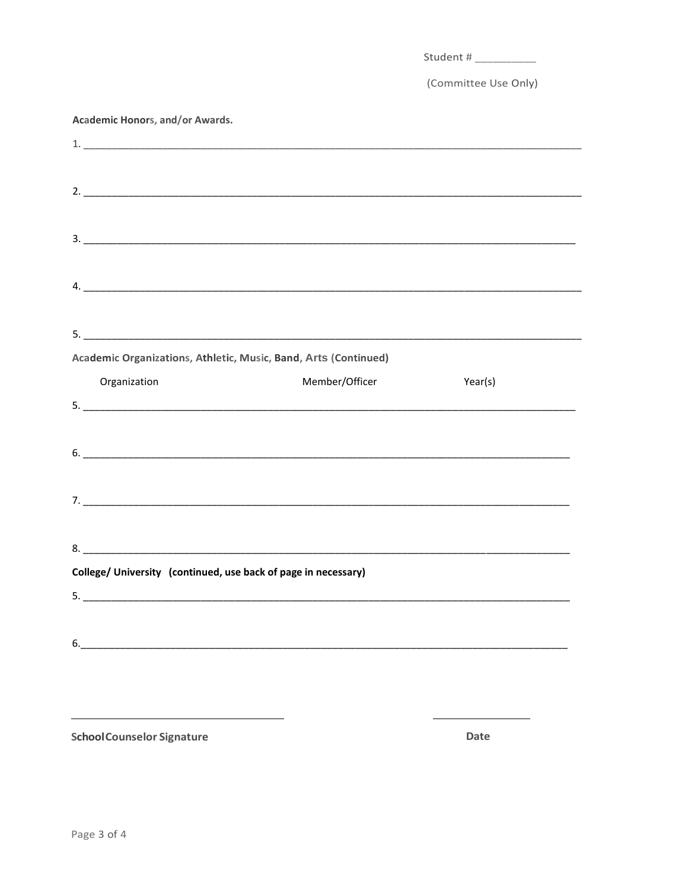Student # __________

(Committee Use Only)

**Academic Honors, and/or Awards.**

1. ________________________________________________________________________________

2. ________________________________________________________________________________

3. ________________________________________________________________________________

4. ________________________________________________________________________________

5. ________________________________________________________________________________

**Academic Organizations, Athletic, Music, Band, Arts (Continued)**

Organization Member/Officer Year(s)

5. ________________________________________________________________________________

6. ________________________________________________________________________________

7. ________________________________________________________________________________

8. ________________________________________________________________________________

**College/ University (continued, use back of page in necessary)**

5. ________________________________________________________________________________

6. ________________________________________________________________________________

_________________________________ _______________

**School Counselor Signature** **Date**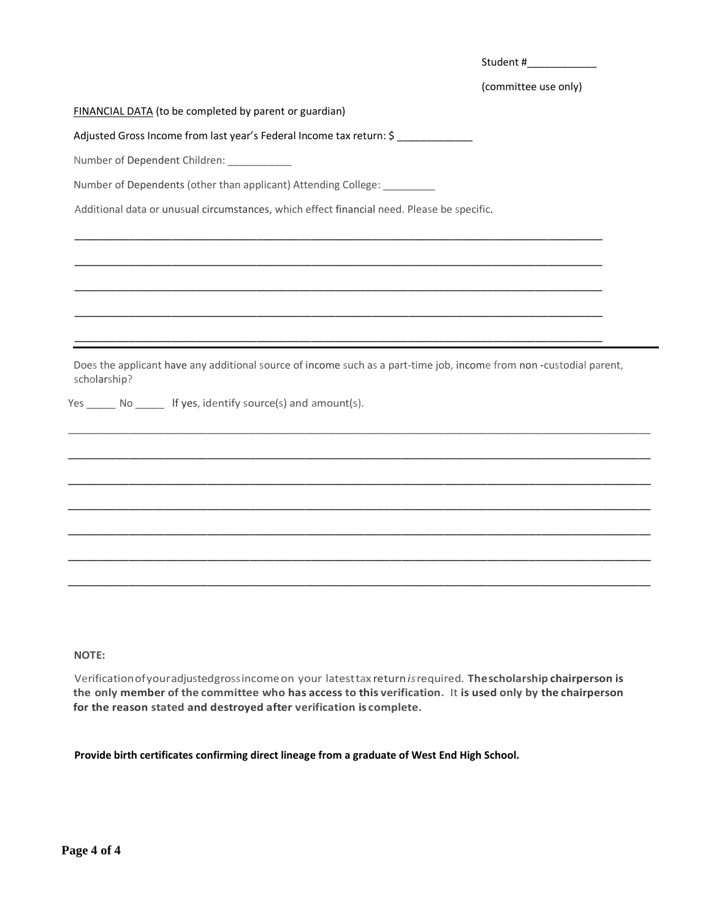Student #____________

(committee use only)

<u>FINANCIAL DATA</u> (to be completed by parent or guardian)

Adjusted Gross Income from last year's Federal Income tax return: $ _____________

Number of Dependent Children: ___________

Number of Dependents (other than applicant) Attending College: _________

Additional data or unusual circumstances, which effect financial need. Please be specific.

_____________________________________________________________________________________

_____________________________________________________________________________________

_____________________________________________________________________________________

_____________________________________________________________________________________

_____________________________________________________________________________________

Does the applicant have any additional source of income such as a part-time job, income from non -custodial parent, scholarship?

Yes _____ No _____ If yes, identify source(s) and amount(s).

_____________________________________________________________________________________________

_____________________________________________________________________________________________

_____________________________________________________________________________________________

_____________________________________________________________________________________________

_____________________________________________________________________________________________

_____________________________________________________________________________________________

_____________________________________________________________________________________________

**NOTE:**

Verification of your adjusted gross income on your latest tax return *is* required. **The scholarship chairperson is the only member of the committee who has access to this verification.** It **is used only by the chairperson for the reason stated and destroyed after verification is complete.**

**Provide birth certificates confirming direct lineage from a graduate of West End High School.**